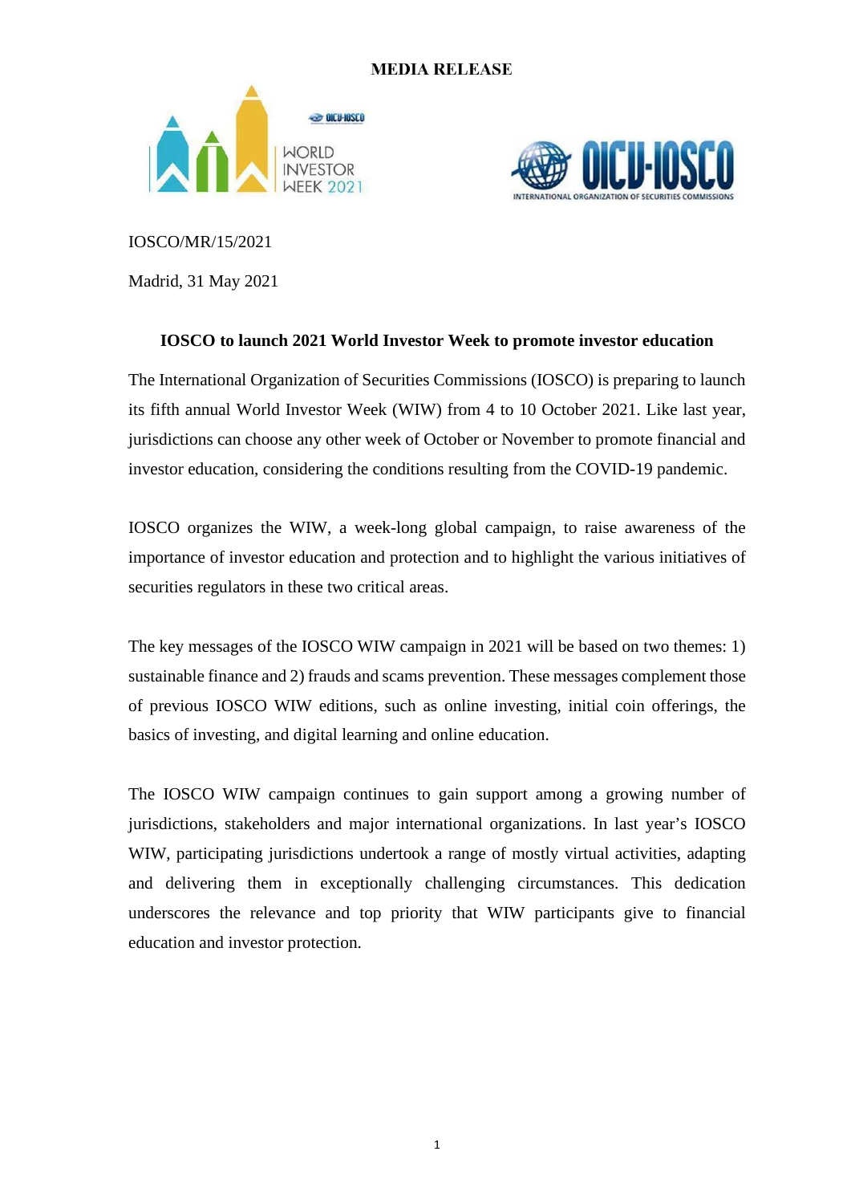**MEDIA RELEASE**

IOSCO/MR/15/2021

Madrid, 31 May 2021

## IOSCO to launch 2021 World Investor Week to promote investor education

The International Organization of Securities Commissions (IOSCO) is preparing to launch its fifth annual World Investor Week (WIW) from 4 to 10 October 2021. Like last year, jurisdictions can choose any other week of October or November to promote financial and investor education, considering the conditions resulting from the COVID-19 pandemic.

IOSCO organizes the WIW, a week-long global campaign, to raise awareness of the importance of investor education and protection and to highlight the various initiatives of securities regulators in these two critical areas.

The key messages of the IOSCO WIW campaign in 2021 will be based on two themes: 1) sustainable finance and 2) frauds and scams prevention. These messages complement those of previous IOSCO WIW editions, such as online investing, initial coin offerings, the basics of investing, and digital learning and online education.

The IOSCO WIW campaign continues to gain support among a growing number of jurisdictions, stakeholders and major international organizations. In last year's IOSCO WIW, participating jurisdictions undertook a range of mostly virtual activities, adapting and delivering them in exceptionally challenging circumstances. This dedication underscores the relevance and top priority that WIW participants give to financial education and investor protection.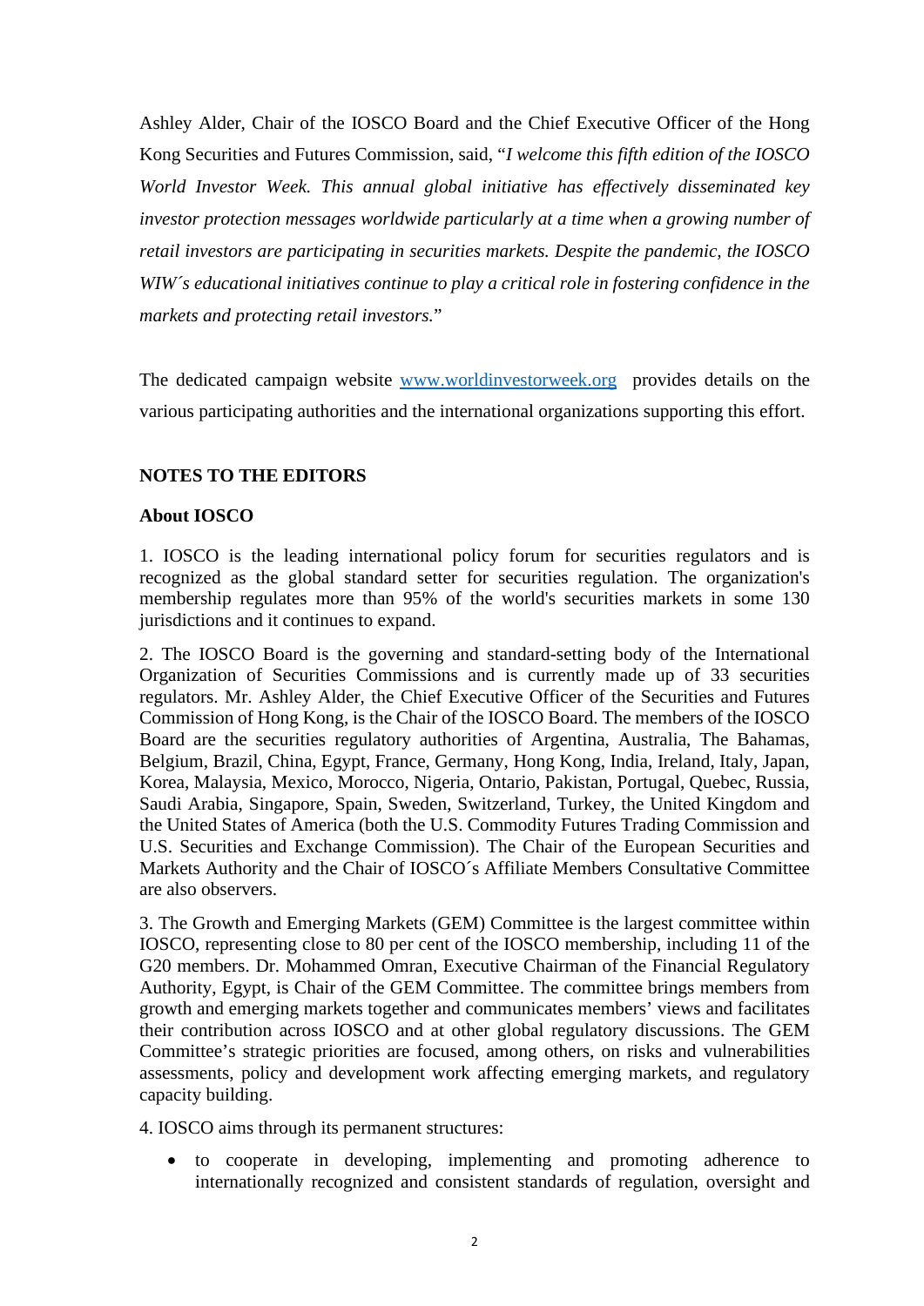Ashley Alder, Chair of the IOSCO Board and the Chief Executive Officer of the Hong Kong Securities and Futures Commission, said, "*I welcome this fifth edition of the IOSCO World Investor Week. This annual global initiative has effectively disseminated key investor protection messages worldwide particularly at a time when a growing number of retail investors are participating in securities markets. Despite the pandemic, the IOSCO WIW´s educational initiatives continue to play a critical role in fostering confidence in the markets and protecting retail investors.*"

The dedicated campaign website [www.worldinvestorweek.org](http://www.worldinvestorweek.org) provides details on the various participating authorities and the international organizations supporting this effort.

## NOTES TO THE EDITORS

### About IOSCO

1. IOSCO is the leading international policy forum for securities regulators and is recognized as the global standard setter for securities regulation. The organization's membership regulates more than 95% of the world's securities markets in some 130 jurisdictions and it continues to expand.

2. The IOSCO Board is the governing and standard-setting body of the International Organization of Securities Commissions and is currently made up of 33 securities regulators. Mr. Ashley Alder, the Chief Executive Officer of the Securities and Futures Commission of Hong Kong, is the Chair of the IOSCO Board. The members of the IOSCO Board are the securities regulatory authorities of Argentina, Australia, The Bahamas, Belgium, Brazil, China, Egypt, France, Germany, Hong Kong, India, Ireland, Italy, Japan, Korea, Malaysia, Mexico, Morocco, Nigeria, Ontario, Pakistan, Portugal, Quebec, Russia, Saudi Arabia, Singapore, Spain, Sweden, Switzerland, Turkey, the United Kingdom and the United States of America (both the U.S. Commodity Futures Trading Commission and U.S. Securities and Exchange Commission). The Chair of the European Securities and Markets Authority and the Chair of IOSCO´s Affiliate Members Consultative Committee are also observers.

3. The Growth and Emerging Markets (GEM) Committee is the largest committee within IOSCO, representing close to 80 per cent of the IOSCO membership, including 11 of the G20 members. Dr. Mohammed Omran, Executive Chairman of the Financial Regulatory Authority, Egypt, is Chair of the GEM Committee. The committee brings members from growth and emerging markets together and communicates members' views and facilitates their contribution across IOSCO and at other global regulatory discussions. The GEM Committee's strategic priorities are focused, among others, on risks and vulnerabilities assessments, policy and development work affecting emerging markets, and regulatory capacity building.

4. IOSCO aims through its permanent structures:

- to cooperate in developing, implementing and promoting adherence to internationally recognized and consistent standards of regulation, oversight and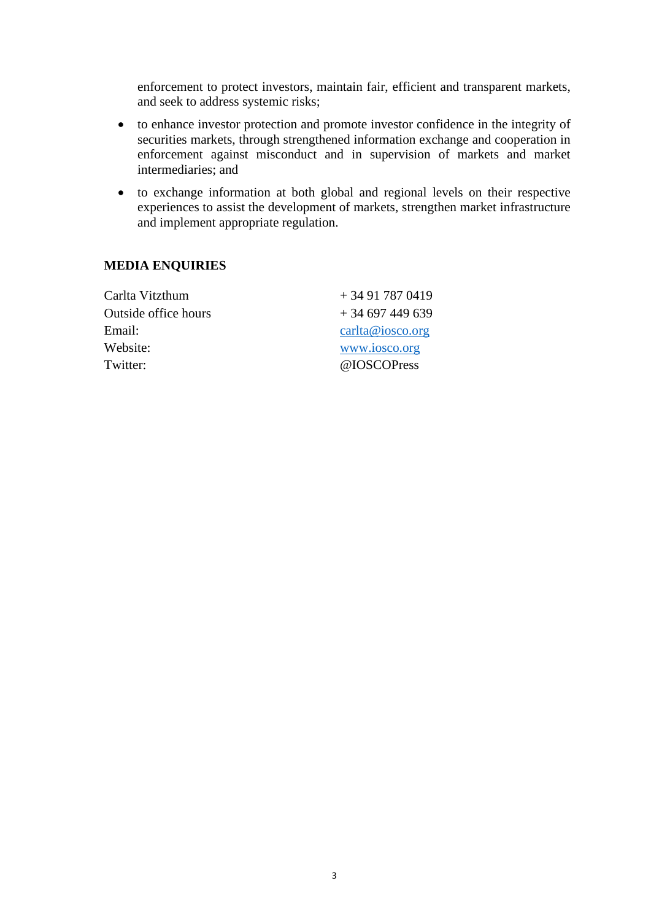enforcement to protect investors, maintain fair, efficient and transparent markets, and seek to address systemic risks;

- to enhance investor protection and promote investor confidence in the integrity of securities markets, through strengthened information exchange and cooperation in enforcement against misconduct and in supervision of markets and market intermediaries; and
- to exchange information at both global and regional levels on their respective experiences to assist the development of markets, strengthen market infrastructure and implement appropriate regulation.

**MEDIA ENQUIRIES**

| | |
|---|---|
| Carlta Vitzthum | + 34 91 787 0419 |
| Outside office hours | + 34 697 449 639 |
| Email: | carlta@iosco.org |
| Website: | www.iosco.org |
| Twitter: | @IOSCOPress |